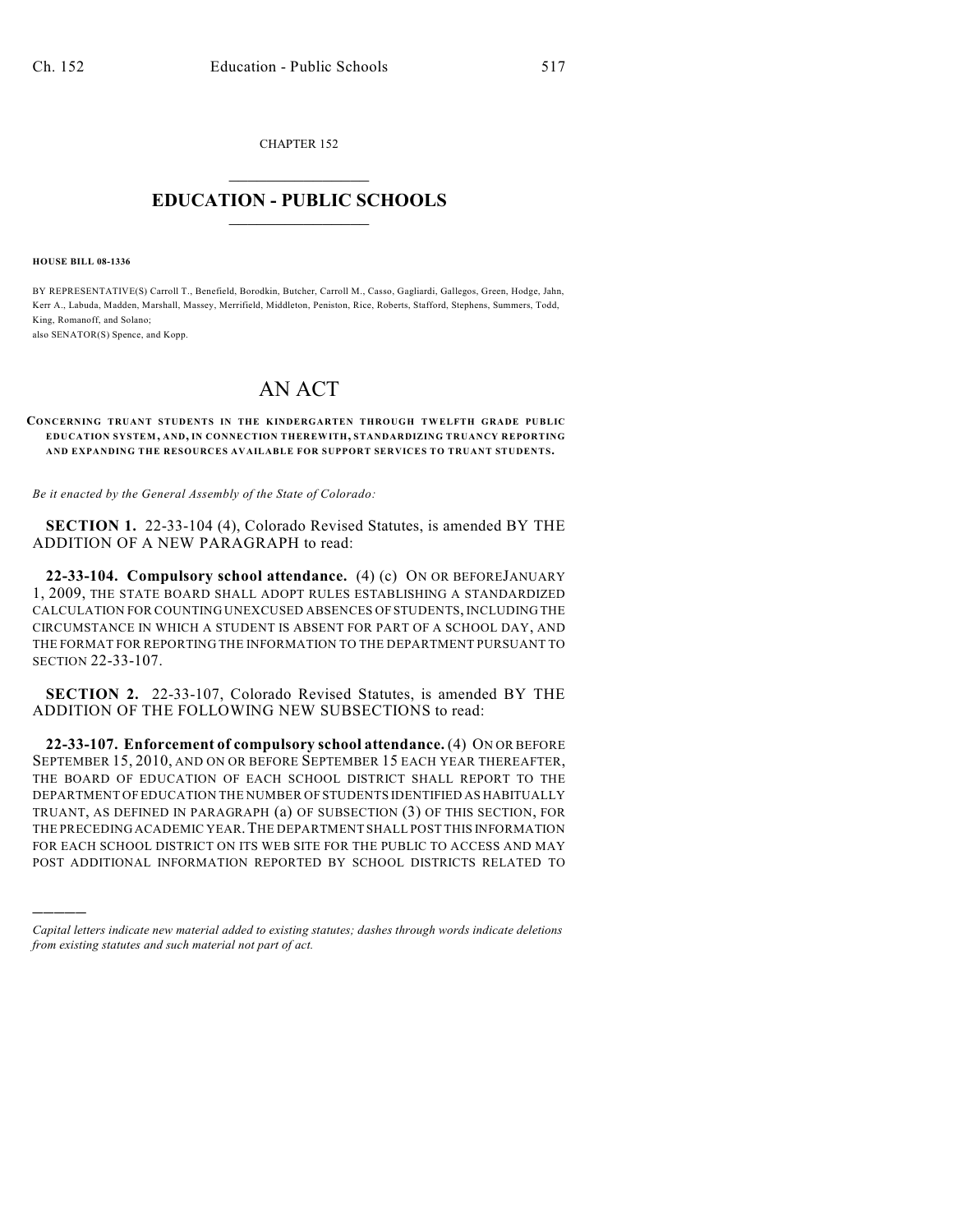CHAPTER 152

# EDUCATION - PUBLIC SCHOOLS

**HOUSE BILL 08-1336**

BY REPRESENTATIVE(S) Carroll T., Benefield, Borodkin, Butcher, Carroll M., Casso, Gagliardi, Gallegos, Green, Hodge, Jahn, Kerr A., Labuda, Madden, Marshall, Massey, Merrifield, Middleton, Peniston, Rice, Roberts, Stafford, Stephens, Summers, Todd, King, Romanoff, and Solano;
also SENATOR(S) Spence, and Kopp.

# AN ACT

**CONCERNING TRUANT STUDENTS IN THE KINDERGARTEN THROUGH TWELFTH GRADE PUBLIC EDUCATION SYSTEM, AND, IN CONNECTION THEREWITH, STANDARDIZING TRUANCY REPORTING AND EXPANDING THE RESOURCES AVAILABLE FOR SUPPORT SERVICES TO TRUANT STUDENTS.**

*Be it enacted by the General Assembly of the State of Colorado:*

**SECTION 1.** 22-33-104 (4), Colorado Revised Statutes, is amended BY THE ADDITION OF A NEW PARAGRAPH to read:

**22-33-104. Compulsory school attendance.** (4) (c) ON OR BEFORE JANUARY 1, 2009, THE STATE BOARD SHALL ADOPT RULES ESTABLISHING A STANDARDIZED CALCULATION FOR COUNTING UNEXCUSED ABSENCES OF STUDENTS, INCLUDING THE CIRCUMSTANCE IN WHICH A STUDENT IS ABSENT FOR PART OF A SCHOOL DAY, AND THE FORMAT FOR REPORTING THE INFORMATION TO THE DEPARTMENT PURSUANT TO SECTION 22-33-107.

**SECTION 2.** 22-33-107, Colorado Revised Statutes, is amended BY THE ADDITION OF THE FOLLOWING NEW SUBSECTIONS to read:

**22-33-107. Enforcement of compulsory school attendance.** (4) ON OR BEFORE SEPTEMBER 15, 2010, AND ON OR BEFORE SEPTEMBER 15 EACH YEAR THEREAFTER, THE BOARD OF EDUCATION OF EACH SCHOOL DISTRICT SHALL REPORT TO THE DEPARTMENT OF EDUCATION THE NUMBER OF STUDENTS IDENTIFIED AS HABITUALLY TRUANT, AS DEFINED IN PARAGRAPH (a) OF SUBSECTION (3) OF THIS SECTION, FOR THE PRECEDING ACADEMIC YEAR. THE DEPARTMENT SHALL POST THIS INFORMATION FOR EACH SCHOOL DISTRICT ON ITS WEB SITE FOR THE PUBLIC TO ACCESS AND MAY POST ADDITIONAL INFORMATION REPORTED BY SCHOOL DISTRICTS RELATED TO

---

*Capital letters indicate new material added to existing statutes; dashes through words indicate deletions from existing statutes and such material not part of act.*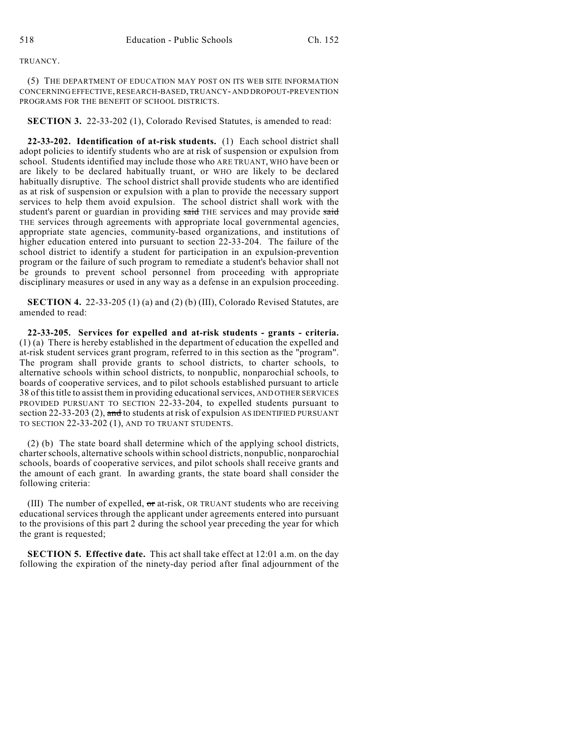TRUANCY.

(5) THE DEPARTMENT OF EDUCATION MAY POST ON ITS WEB SITE INFORMATION CONCERNING EFFECTIVE, RESEARCH-BASED, TRUANCY- AND DROPOUT-PREVENTION PROGRAMS FOR THE BENEFIT OF SCHOOL DISTRICTS.

**SECTION 3.** 22-33-202 (1), Colorado Revised Statutes, is amended to read:

**22-33-202. Identification of at-risk students.** (1) Each school district shall adopt policies to identify students who are at risk of suspension or expulsion from school. Students identified may include those who ARE TRUANT, WHO have been or are likely to be declared habitually truant, or WHO are likely to be declared habitually disruptive. The school district shall provide students who are identified as at risk of suspension or expulsion with a plan to provide the necessary support services to help them avoid expulsion. The school district shall work with the student's parent or guardian in providing ~~said~~ THE services and may provide ~~said~~ THE services through agreements with appropriate local governmental agencies, appropriate state agencies, community-based organizations, and institutions of higher education entered into pursuant to section 22-33-204. The failure of the school district to identify a student for participation in an expulsion-prevention program or the failure of such program to remediate a student's behavior shall not be grounds to prevent school personnel from proceeding with appropriate disciplinary measures or used in any way as a defense in an expulsion proceeding.

**SECTION 4.** 22-33-205 (1) (a) and (2) (b) (III), Colorado Revised Statutes, are amended to read:

**22-33-205. Services for expelled and at-risk students - grants - criteria.** (1) (a) There is hereby established in the department of education the expelled and at-risk student services grant program, referred to in this section as the "program". The program shall provide grants to school districts, to charter schools, to alternative schools within school districts, to nonpublic, nonparochial schools, to boards of cooperative services, and to pilot schools established pursuant to article 38 of this title to assist them in providing educational services, AND OTHER SERVICES PROVIDED PURSUANT TO SECTION 22-33-204, to expelled students pursuant to section 22-33-203 (2), ~~and~~ to students at risk of expulsion AS IDENTIFIED PURSUANT TO SECTION 22-33-202 (1), AND TO TRUANT STUDENTS.

(2) (b) The state board shall determine which of the applying school districts, charter schools, alternative schools within school districts, nonpublic, nonparochial schools, boards of cooperative services, and pilot schools shall receive grants and the amount of each grant. In awarding grants, the state board shall consider the following criteria:

(III) The number of expelled, ~~or~~ at-risk, OR TRUANT students who are receiving educational services through the applicant under agreements entered into pursuant to the provisions of this part 2 during the school year preceding the year for which the grant is requested;

**SECTION 5. Effective date.** This act shall take effect at 12:01 a.m. on the day following the expiration of the ninety-day period after final adjournment of the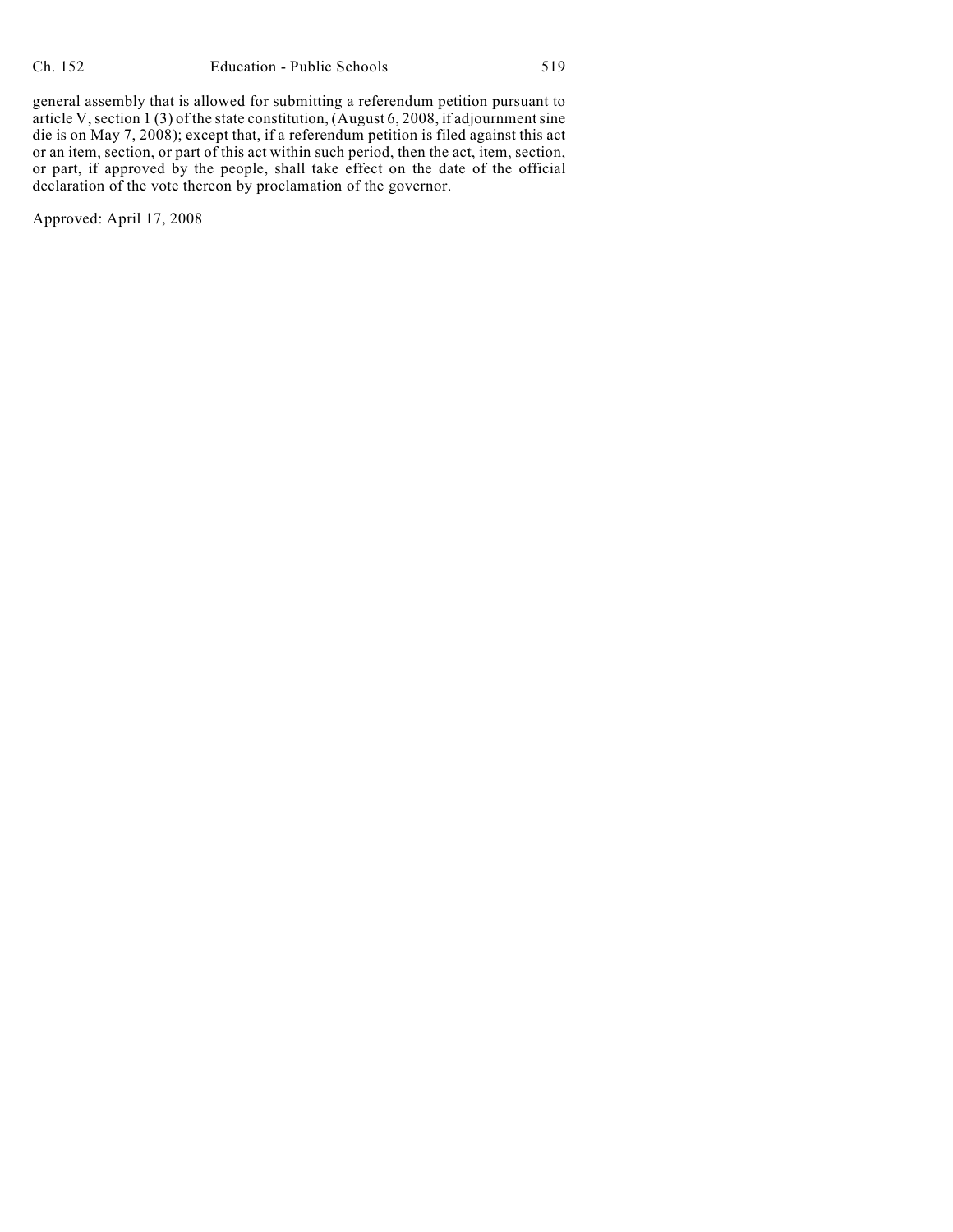general assembly that is allowed for submitting a referendum petition pursuant to article V, section 1 (3) of the state constitution, (August 6, 2008, if adjournment sine die is on May 7, 2008); except that, if a referendum petition is filed against this act or an item, section, or part of this act within such period, then the act, item, section, or part, if approved by the people, shall take effect on the date of the official declaration of the vote thereon by proclamation of the governor.

Approved: April 17, 2008